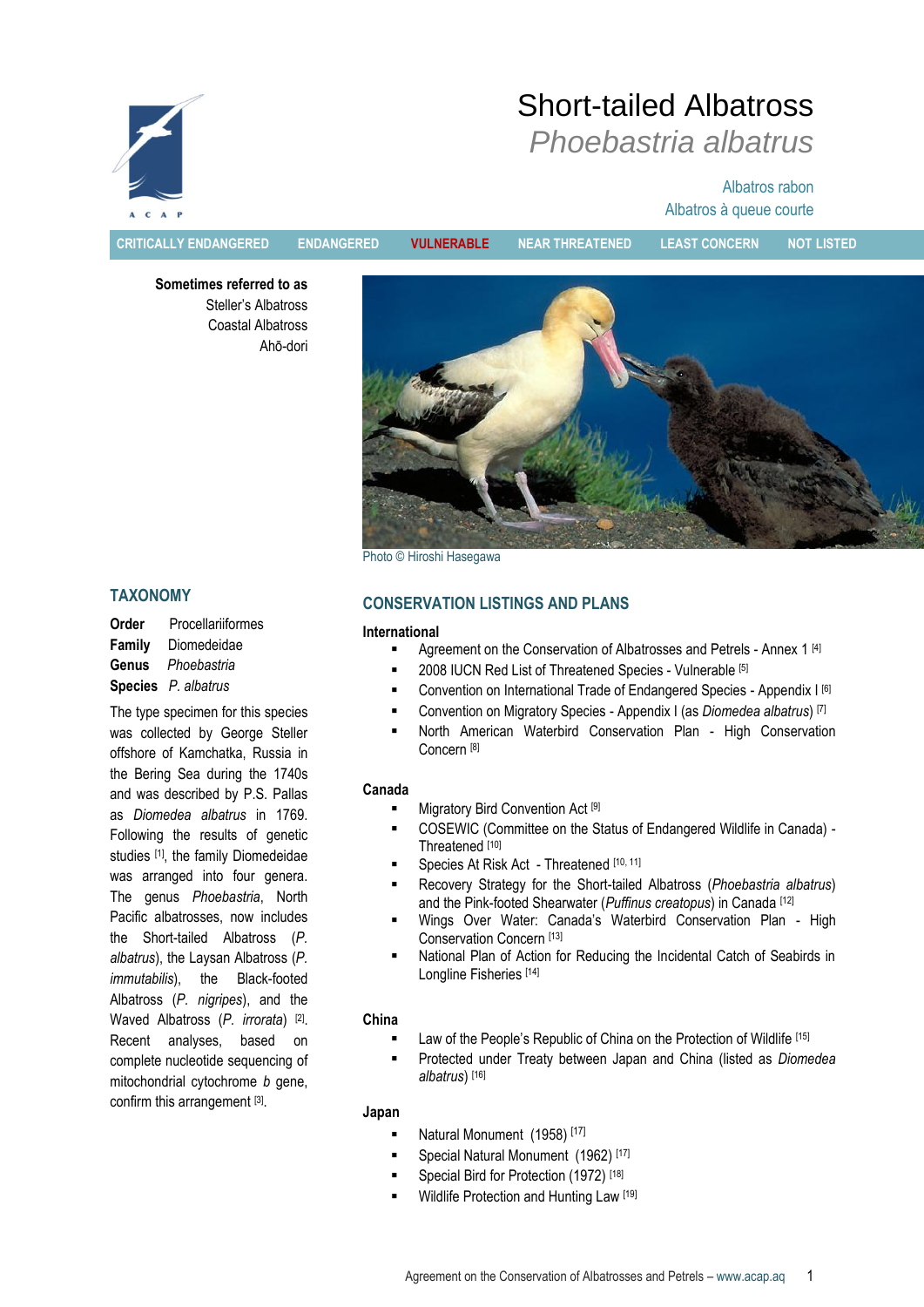# Short-tailed Albatross
## *Phoebastria albatrus*

Albatros rabon
Albatros à queue courte

CRITICALLY ENDANGERED | ENDANGERED | **VULNERABLE** | NEAR THREATENED | LEAST CONCERN | NOT LISTED

**Sometimes referred to as**
Steller's Albatross
Coastal Albatross
Ahō-dori

Photo © Hiroshi Hasegawa

## TAXONOMY

**Order** Procellariiformes
**Family** Diomedeidae
**Genus** *Phoebastria*
**Species** *P. albatrus*

The type specimen for this species was collected by George Steller offshore of Kamchatka, Russia in the Bering Sea during the 1740s and was described by P.S. Pallas as *Diomedea albatrus* in 1769. Following the results of genetic studies [1], the family Diomedeidae was arranged into four genera. The genus *Phoebastria*, North Pacific albatrosses, now includes the Short-tailed Albatross (*P. albatrus*), the Laysan Albatross (*P. immutabilis*), the Black-footed Albatross (*P. nigripes*), and the Waved Albatross (*P. irrorata*) [2]. Recent analyses, based on complete nucleotide sequencing of mitochondrial cytochrome *b* gene, confirm this arrangement [3].

## CONSERVATION LISTINGS AND PLANS

**International**

- Agreement on the Conservation of Albatrosses and Petrels - Annex 1 [4]
- 2008 IUCN Red List of Threatened Species - Vulnerable [5]
- Convention on International Trade of Endangered Species - Appendix I [6]
- Convention on Migratory Species - Appendix I (as *Diomedea albatrus*) [7]
- North American Waterbird Conservation Plan - High Conservation Concern [8]

**Canada**

- Migratory Bird Convention Act [9]
- COSEWIC (Committee on the Status of Endangered Wildlife in Canada) - Threatened [10]
- Species At Risk Act - Threatened [10, 11]
- Recovery Strategy for the Short-tailed Albatross (*Phoebastria albatrus*) and the Pink-footed Shearwater (*Puffinus creatopus*) in Canada [12]
- Wings Over Water: Canada's Waterbird Conservation Plan - High Conservation Concern [13]
- National Plan of Action for Reducing the Incidental Catch of Seabirds in Longline Fisheries [14]

**China**

- Law of the People's Republic of China on the Protection of Wildlife [15]
- Protected under Treaty between Japan and China (listed as *Diomedea albatrus*) [16]

**Japan**

- Natural Monument (1958) [17]
- Special Natural Monument (1962) [17]
- Special Bird for Protection (1972) [18]
- Wildlife Protection and Hunting Law [19]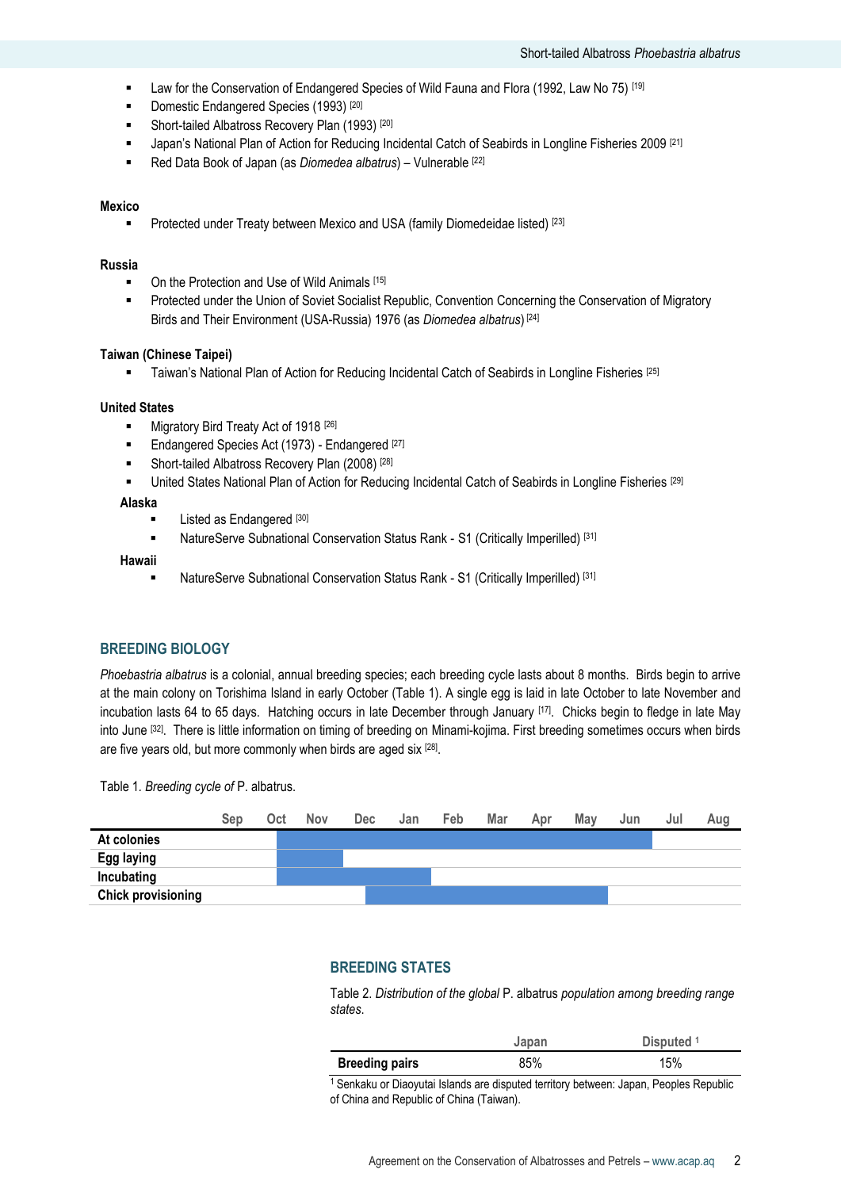- Law for the Conservation of Endangered Species of Wild Fauna and Flora (1992, Law No 75) [19]
- Domestic Endangered Species (1993) [20]
- Short-tailed Albatross Recovery Plan (1993) [20]
- Japan's National Plan of Action for Reducing Incidental Catch of Seabirds in Longline Fisheries 2009 [21]
- Red Data Book of Japan (as *Diomedea albatrus*) – Vulnerable [22]

**Mexico**

- Protected under Treaty between Mexico and USA (family Diomedeidae listed) [23]

**Russia**

- On the Protection and Use of Wild Animals [15]
- Protected under the Union of Soviet Socialist Republic, Convention Concerning the Conservation of Migratory Birds and Their Environment (USA-Russia) 1976 (as *Diomedea albatrus*) [24]

**Taiwan (Chinese Taipei)**

- Taiwan's National Plan of Action for Reducing Incidental Catch of Seabirds in Longline Fisheries [25]

**United States**

- Migratory Bird Treaty Act of 1918 [26]
- Endangered Species Act (1973) - Endangered [27]
- Short-tailed Albatross Recovery Plan (2008) [28]
- United States National Plan of Action for Reducing Incidental Catch of Seabirds in Longline Fisheries [29]

**Alaska**

- Listed as Endangered [30]
- NatureServe Subnational Conservation Status Rank - S1 (Critically Imperilled) [31]

**Hawaii**

- NatureServe Subnational Conservation Status Rank - S1 (Critically Imperilled) [31]

## BREEDING BIOLOGY

*Phoebastria albatrus* is a colonial, annual breeding species; each breeding cycle lasts about 8 months. Birds begin to arrive at the main colony on Torishima Island in early October (Table 1). A single egg is laid in late October to late November and incubation lasts 64 to 65 days. Hatching occurs in late December through January [17]. Chicks begin to fledge in late May into June [32]. There is little information on timing of breeding on Minami-kojima. First breeding sometimes occurs when birds are five years old, but more commonly when birds are aged six [28].

Table 1. *Breeding cycle of* P. albatrus.

| | Sep | Oct | Nov | Dec | Jan | Feb | Mar | Apr | May | Jun | Jul | Aug |
|---|---|---|---|---|---|---|---|---|---|---|---|---|
| **At colonies** | | ■ | ■ | ■ | ■ | ■ | ■ | ■ | ■ | ■ | | |
| **Egg laying** | | ■ | ■ | | | | | | | | | |
| **Incubating** | | ■ | ■ | ■ | ■ | | | | | | | |
| **Chick provisioning** | | | | ■ | ■ | ■ | ■ | ■ | ■ | | | |

## BREEDING STATES

Table 2. *Distribution of the global* P. albatrus *population among breeding range states.*

| | Japan | Disputed [1] |
|---|---|---|
| **Breeding pairs** | 85% | 15% |

[1] Senkaku or Diaoyutai Islands are disputed territory between: Japan, Peoples Republic of China and Republic of China (Taiwan).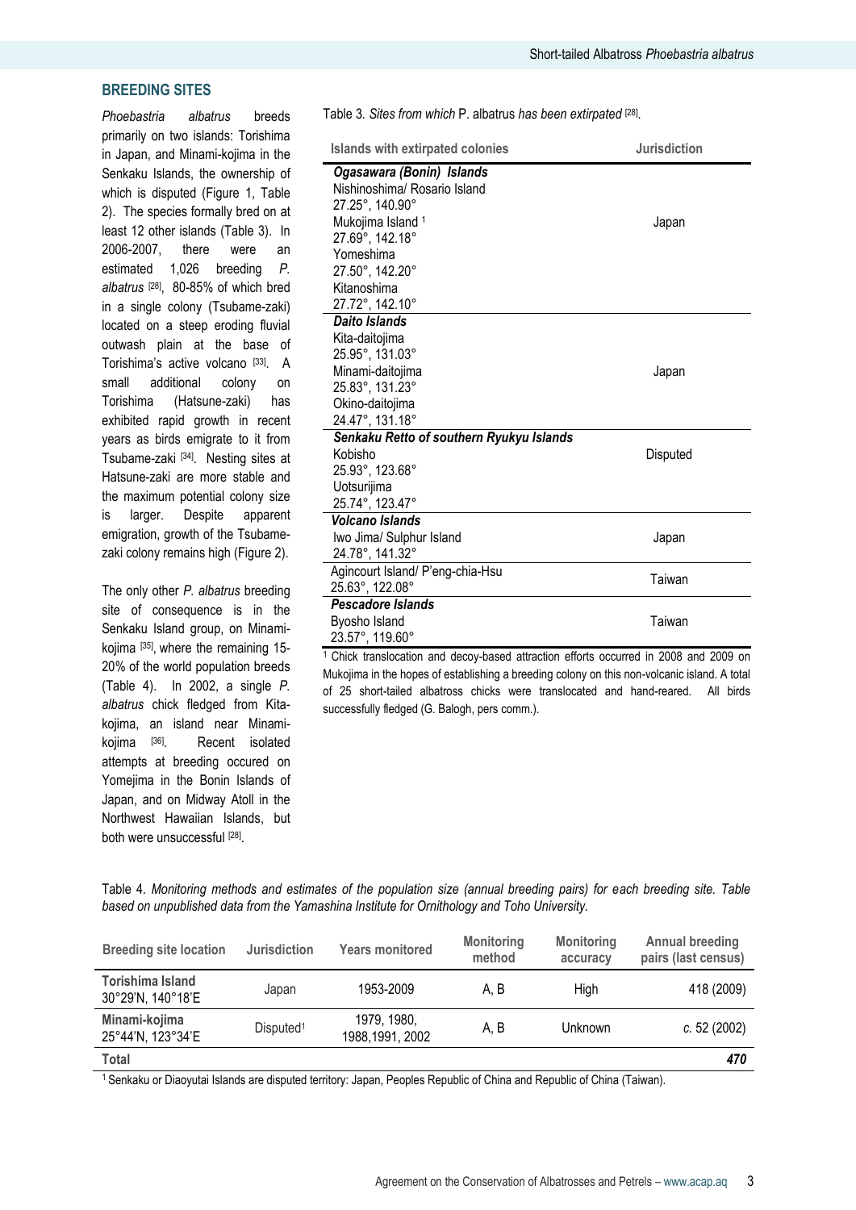## BREEDING SITES

*Phoebastria albatrus* breeds primarily on two islands: Torishima in Japan, and Minami-kojima in the Senkaku Islands, the ownership of which is disputed (Figure 1, Table 2). The species formally bred on at least 12 other islands (Table 3). In 2006-2007, there were an estimated 1,026 breeding *P. albatrus* [28], 80-85% of which bred in a single colony (Tsubame-zaki) located on a steep eroding fluvial outwash plain at the base of Torishima's active volcano [33]. A small additional colony on Torishima (Hatsune-zaki) has exhibited rapid growth in recent years as birds emigrate to it from Tsubame-zaki [34]. Nesting sites at Hatsune-zaki are more stable and the maximum potential colony size is larger. Despite apparent emigration, growth of the Tsubame-zaki colony remains high (Figure 2).

The only other *P. albatrus* breeding site of consequence is in the Senkaku Island group, on Minami-kojima [35], where the remaining 15-20% of the world population breeds (Table 4). In 2002, a single *P. albatrus* chick fledged from Kita-kojima, an island near Minami-kojima [36]. Recent isolated attempts at breeding occured on Yomejima in the Bonin Islands of Japan, and on Midway Atoll in the Northwest Hawaiian Islands, but both were unsuccessful [28].

Table 3. *Sites from which* P. albatrus *has been extirpated* [28].

| Islands with extirpated colonies | Jurisdiction |
|---|---|
| ***Ogasawara (Bonin) Islands*** | |
| Nishinoshima/ Rosario Island 27.25°, 140.90° | Japan |
| Mukojima Island [1] 27.69°, 142.18° | Japan |
| Yomeshima 27.50°, 142.20° | Japan |
| Kitanoshima 27.72°, 142.10° | Japan |
| ***Daito Islands*** | |
| Kita-daitojima 25.95°, 131.03° | Japan |
| Minami-daitojima 25.83°, 131.23° | Japan |
| Okino-daitojima 24.47°, 131.18° | Japan |
| ***Senkaku Retto of southern Ryukyu Islands*** | |
| Kobisho 25.93°, 123.68° | Disputed |
| Uotsurijima 25.74°, 123.47° | Disputed |
| ***Volcano Islands*** | |
| Iwo Jima/ Sulphur Island 24.78°, 141.32° | Japan |
| Agincourt Island/ P'eng-chia-Hsu 25.63°, 122.08° | Taiwan |
| ***Pescadore Islands*** | |
| Byosho Island 23.57°, 119.60° | Taiwan |

[1] Chick translocation and decoy-based attraction efforts occurred in 2008 and 2009 on Mukojima in the hopes of establishing a breeding colony on this non-volcanic island. A total of 25 short-tailed albatross chicks were translocated and hand-reared. All birds successfully fledged (G. Balogh, pers comm.).

Table 4. *Monitoring methods and estimates of the population size (annual breeding pairs) for each breeding site. Table based on unpublished data from the Yamashina Institute for Ornithology and Toho University.*

| Breeding site location | Jurisdiction | Years monitored | Monitoring method | Monitoring accuracy | Annual breeding pairs (last census) |
|---|---|---|---|---|---|
| **Torishima Island** 30°29'N, 140°18'E | Japan | 1953-2009 | A, B | High | 418 (2009) |
| **Minami-kojima** 25°44'N, 123°34'E | Disputed[1] | 1979, 1980, 1988, 1991, 2002 | A, B | Unknown | *c.* 52 (2002) |
| **Total** | | | | | ***470*** |

[1] Senkaku or Diaoyutai Islands are disputed territory: Japan, Peoples Republic of China and Republic of China (Taiwan).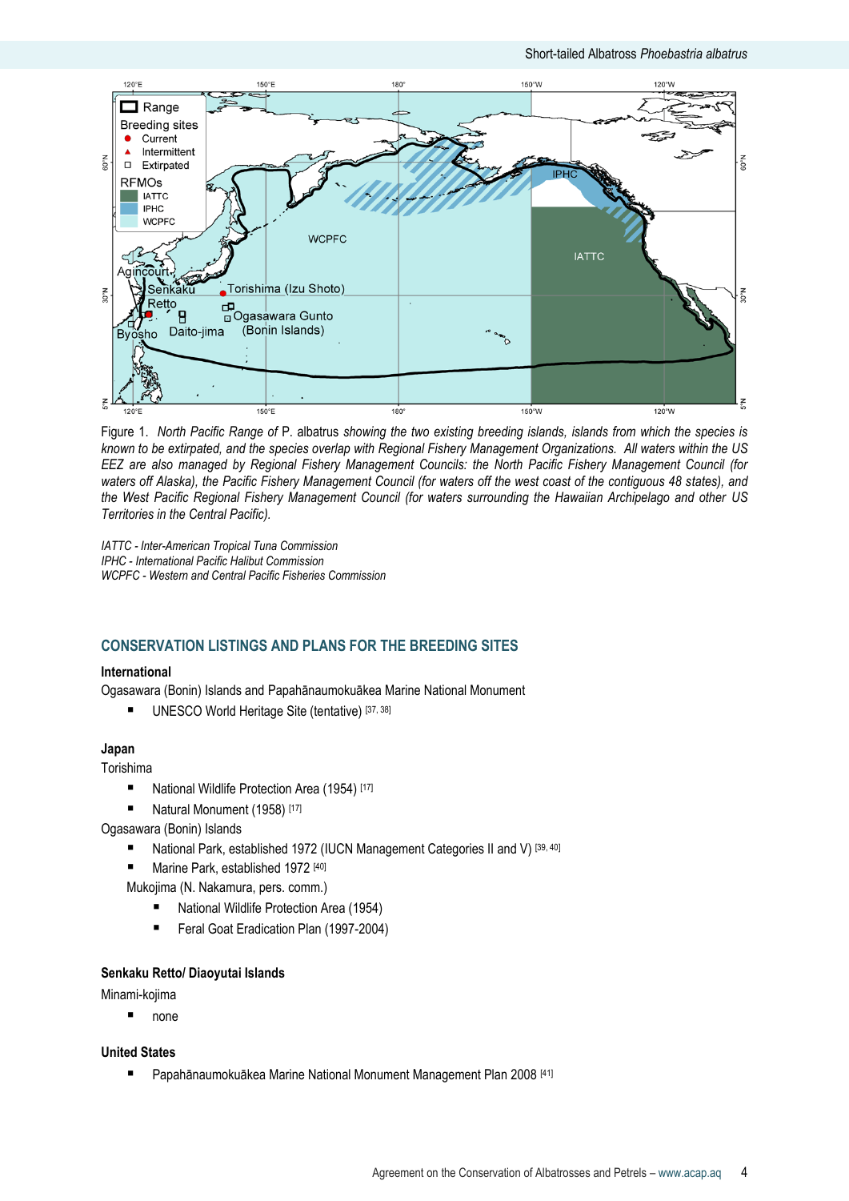Figure 1. *North Pacific Range of* P. albatrus *showing the two existing breeding islands, islands from which the species is known to be extirpated, and the species overlap with Regional Fishery Management Organizations. All waters within the US EEZ are also managed by Regional Fishery Management Councils: the North Pacific Fishery Management Council (for waters off Alaska), the Pacific Fishery Management Council (for waters off the west coast of the contiguous 48 states), and the West Pacific Regional Fishery Management Council (for waters surrounding the Hawaiian Archipelago and other US Territories in the Central Pacific).*

*IATTC - Inter-American Tropical Tuna Commission*
*IPHC - International Pacific Halibut Commission*
*WCPFC - Western and Central Pacific Fisheries Commission*

## CONSERVATION LISTINGS AND PLANS FOR THE BREEDING SITES

**International**

Ogasawara (Bonin) Islands and Papahānaumokuākea Marine National Monument

- UNESCO World Heritage Site (tentative) [37, 38]

**Japan**

Torishima

- National Wildlife Protection Area (1954) [17]
- Natural Monument (1958) [17]

Ogasawara (Bonin) Islands

- National Park, established 1972 (IUCN Management Categories II and V) [39, 40]
- Marine Park, established 1972 [40]

Mukojima (N. Nakamura, pers. comm.)

- National Wildlife Protection Area (1954)
- Feral Goat Eradication Plan (1997-2004)

**Senkaku Retto/ Diaoyutai Islands**

Minami-kojima

- none

**United States**

- Papahānaumokuākea Marine National Monument Management Plan 2008 [41]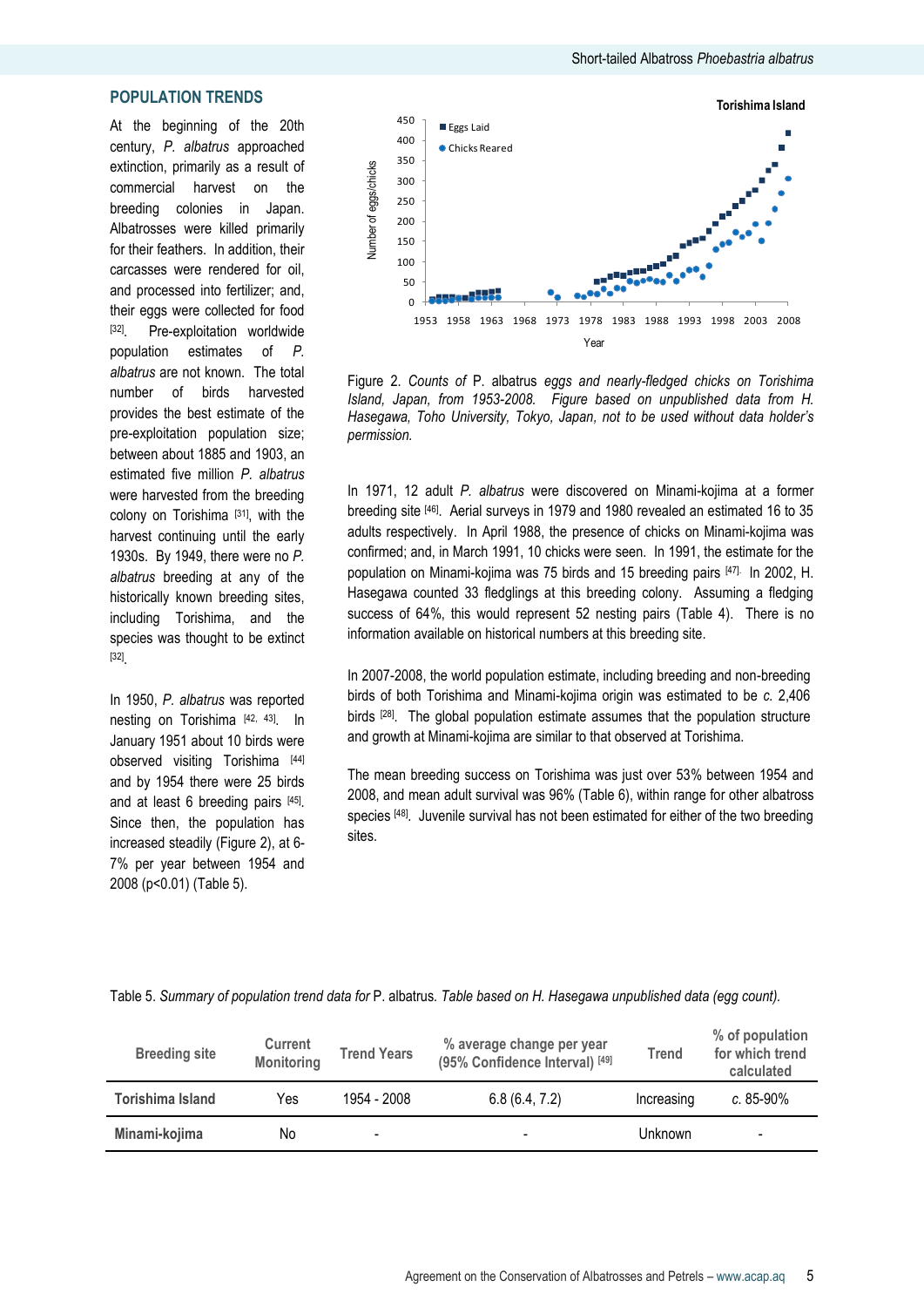## POPULATION TRENDS

At the beginning of the 20th century, *P. albatrus* approached extinction, primarily as a result of commercial harvest on the breeding colonies in Japan. Albatrosses were killed primarily for their feathers. In addition, their carcasses were rendered for oil, and processed into fertilizer; and, their eggs were collected for food [32]. Pre-exploitation worldwide population estimates of *P. albatrus* are not known. The total number of birds harvested provides the best estimate of the pre-exploitation population size; between about 1885 and 1903, an estimated five million *P. albatrus* were harvested from the breeding colony on Torishima [31], with the harvest continuing until the early 1930s. By 1949, there were no *P. albatrus* breeding at any of the historically known breeding sites, including Torishima, and the species was thought to be extinct [32].

In 1950, *P. albatrus* was reported nesting on Torishima [42, 43]. In January 1951 about 10 birds were observed visiting Torishima [44] and by 1954 there were 25 birds and at least 6 breeding pairs [45]. Since then, the population has increased steadily (Figure 2), at 6-7% per year between 1954 and 2008 ($p<0.01$) (Table 5).

Figure 2. *Counts of* P. albatrus *eggs and nearly-fledged chicks on Torishima Island, Japan, from 1953-2008. Figure based on unpublished data from H. Hasegawa, Toho University, Tokyo, Japan, not to be used without data holder's permission.*

In 1971, 12 adult *P. albatrus* were discovered on Minami-kojima at a former breeding site [46]. Aerial surveys in 1979 and 1980 revealed an estimated 16 to 35 adults respectively. In April 1988, the presence of chicks on Minami-kojima was confirmed; and, in March 1991, 10 chicks were seen. In 1991, the estimate for the population on Minami-kojima was 75 birds and 15 breeding pairs [47]. In 2002, H. Hasegawa counted 33 fledglings at this breeding colony. Assuming a fledging success of 64%, this would represent 52 nesting pairs (Table 4). There is no information available on historical numbers at this breeding site.

In 2007-2008, the world population estimate, including breeding and non-breeding birds of both Torishima and Minami-kojima origin was estimated to be *c.* 2,406 birds [28]. The global population estimate assumes that the population structure and growth at Minami-kojima are similar to that observed at Torishima.

The mean breeding success on Torishima was just over 53% between 1954 and 2008, and mean adult survival was 96% (Table 6), within range for other albatross species [48]. Juvenile survival has not been estimated for either of the two breeding sites.

Table 5. *Summary of population trend data for* P. albatrus. *Table based on H. Hasegawa unpublished data (egg count).*

| Breeding site | Current Monitoring | Trend Years | % average change per year (95% Confidence Interval) [49] | Trend | % of population for which trend calculated |
|---|---|---|---|---|---|
| Torishima Island | Yes | 1954 - 2008 | 6.8 (6.4, 7.2) | Increasing | *c.* 85-90% |
| Minami-kojima | No | - | - | Unknown | - |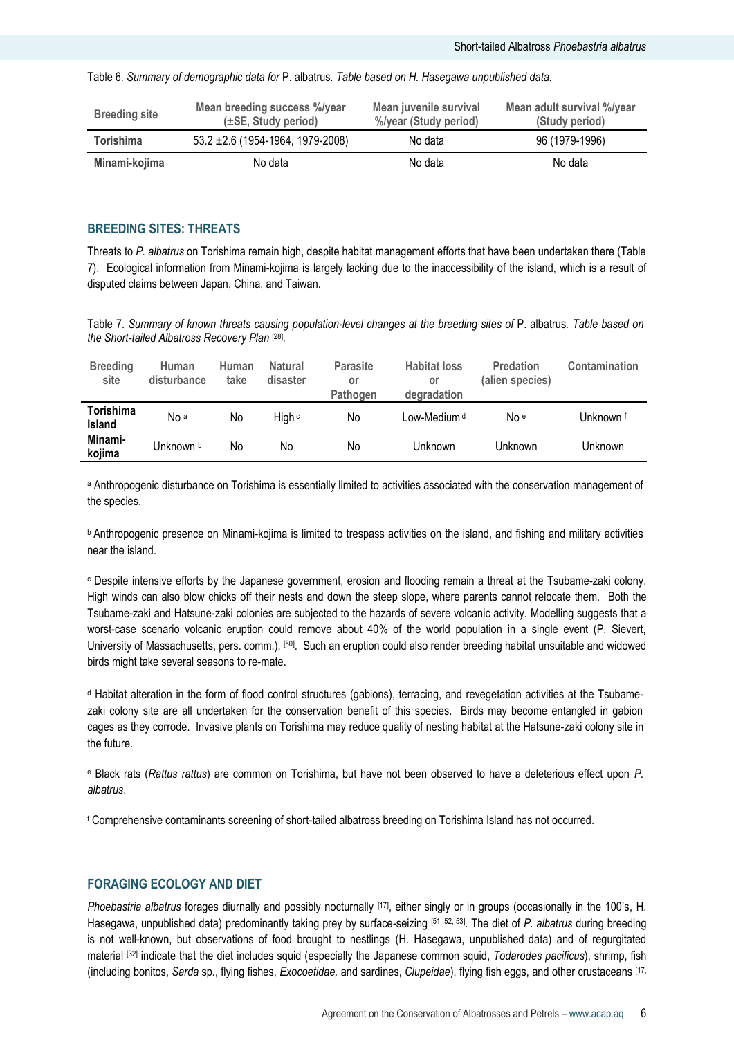Table 6. *Summary of demographic data for* P. albatrus*. Table based on H. Hasegawa unpublished data.*

| Breeding site | Mean breeding success %/year (±SE, Study period) | Mean juvenile survival %/year (Study period) | Mean adult survival %/year (Study period) |
|---|---|---|---|
| **Torishima** | 53.2 ±2.6 (1954-1964, 1979-2008) | No data | 96 (1979-1996) |
| **Minami-kojima** | No data | No data | No data |

## BREEDING SITES: THREATS

Threats to *P. albatrus* on Torishima remain high, despite habitat management efforts that have been undertaken there (Table 7). Ecological information from Minami-kojima is largely lacking due to the inaccessibility of the island, which is a result of disputed claims between Japan, China, and Taiwan.

Table 7. *Summary of known threats causing population-level changes at the breeding sites of* P. albatrus*. Table based on the Short-tailed Albatross Recovery Plan* [28]*.*

| Breeding site | Human disturbance | Human take | Natural disaster | Parasite or Pathogen | Habitat loss or degradation | Predation (alien species) | Contamination |
|---|---|---|---|---|---|---|---|
| **Torishima Island** | No [a] | No | High [c] | No | Low-Medium [d] | No [e] | Unknown [f] |
| **Minami-kojima** | Unknown [b] | No | No | No | Unknown | Unknown | Unknown |

[a] Anthropogenic disturbance on Torishima is essentially limited to activities associated with the conservation management of the species.

[b] Anthropogenic presence on Minami-kojima is limited to trespass activities on the island, and fishing and military activities near the island.

[c] Despite intensive efforts by the Japanese government, erosion and flooding remain a threat at the Tsubame-zaki colony. High winds can also blow chicks off their nests and down the steep slope, where parents cannot relocate them. Both the Tsubame-zaki and Hatsune-zaki colonies are subjected to the hazards of severe volcanic activity. Modelling suggests that a worst-case scenario volcanic eruption could remove about 40% of the world population in a single event (P. Sievert, University of Massachusetts, pers. comm.), [50]. Such an eruption could also render breeding habitat unsuitable and widowed birds might take several seasons to re-mate.

[d] Habitat alteration in the form of flood control structures (gabions), terracing, and revegetation activities at the Tsubame-zaki colony site are all undertaken for the conservation benefit of this species. Birds may become entangled in gabion cages as they corrode. Invasive plants on Torishima may reduce quality of nesting habitat at the Hatsune-zaki colony site in the future.

[e] Black rats (*Rattus rattus*) are common on Torishima, but have not been observed to have a deleterious effect upon *P. albatrus*.

[f] Comprehensive contaminants screening of short-tailed albatross breeding on Torishima Island has not occurred.

## FORAGING ECOLOGY AND DIET

*Phoebastria albatrus* forages diurnally and possibly nocturnally [17], either singly or in groups (occasionally in the 100's, H. Hasegawa, unpublished data) predominantly taking prey by surface-seizing [51, 52, 53]. The diet of *P. albatrus* during breeding is not well-known, but observations of food brought to nestlings (H. Hasegawa, unpublished data) and of regurgitated material [32] indicate that the diet includes squid (especially the Japanese common squid, *Todarodes pacificus*), shrimp, fish (including bonitos, *Sarda* sp., flying fishes, *Exocoetidae,* and sardines, *Clupeidae*), flying fish eggs, and other crustaceans [17,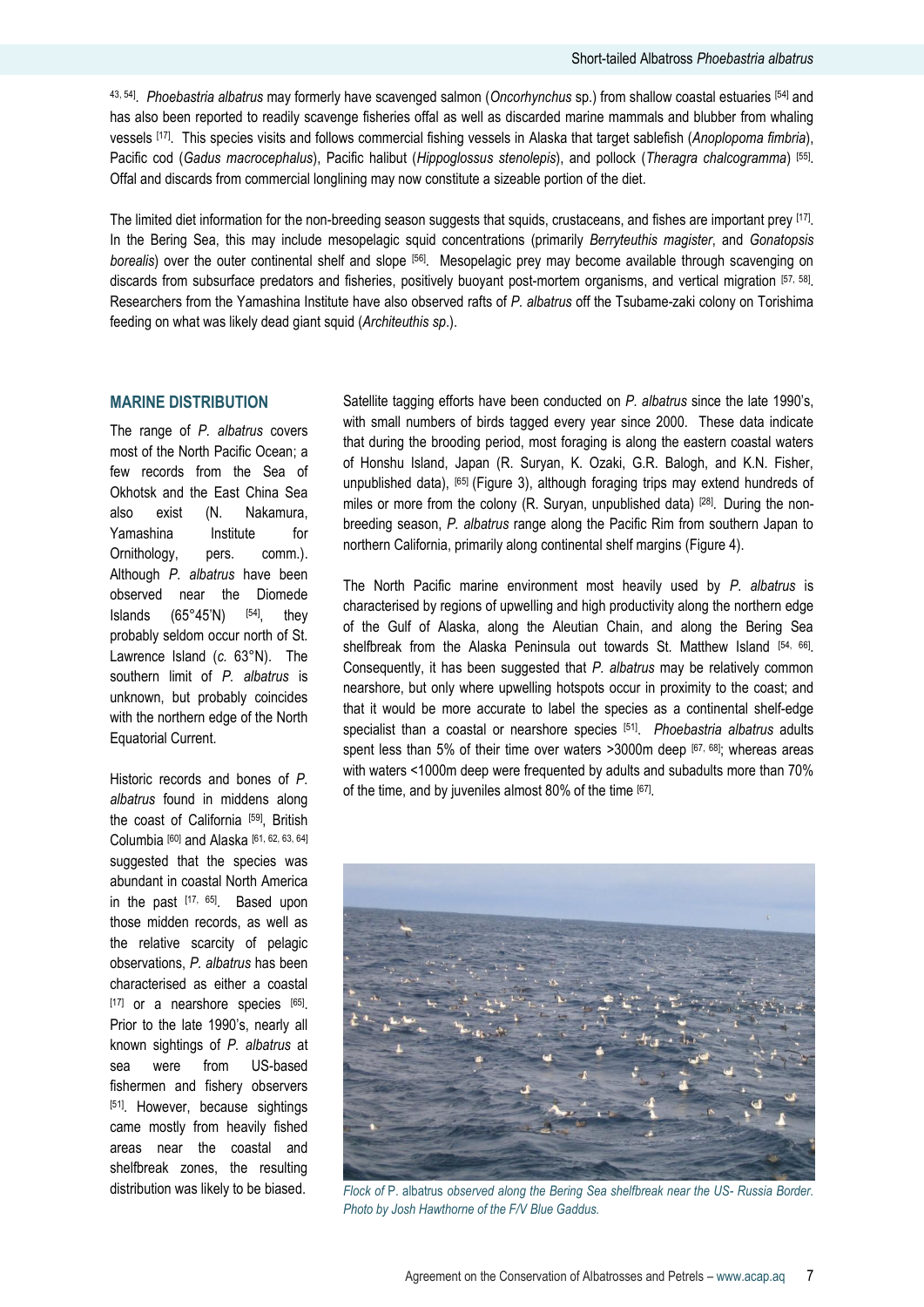[43, 54]. *Phoebastria albatrus* may formerly have scavenged salmon (*Oncorhynchus* sp.) from shallow coastal estuaries [54] and has also been reported to readily scavenge fisheries offal as well as discarded marine mammals and blubber from whaling vessels [17]. This species visits and follows commercial fishing vessels in Alaska that target sablefish (*Anoplopoma fimbria*), Pacific cod (*Gadus macrocephalus*), Pacific halibut (*Hippoglossus stenolepis*), and pollock (*Theragra chalcogramma*) [55]. Offal and discards from commercial longlining may now constitute a sizeable portion of the diet.

The limited diet information for the non-breeding season suggests that squids, crustaceans, and fishes are important prey [17]. In the Bering Sea, this may include mesopelagic squid concentrations (primarily *Berryteuthis magister*, and *Gonatopsis borealis*) over the outer continental shelf and slope [56]. Mesopelagic prey may become available through scavenging on discards from subsurface predators and fisheries, positively buoyant post-mortem organisms, and vertical migration [57, 58]. Researchers from the Yamashina Institute have also observed rafts of *P. albatrus* off the Tsubame-zaki colony on Torishima feeding on what was likely dead giant squid (*Architeuthis sp*.).

## MARINE DISTRIBUTION

The range of *P. albatrus* covers most of the North Pacific Ocean; a few records from the Sea of Okhotsk and the East China Sea also exist (N. Nakamura, Yamashina Institute for Ornithology, pers. comm.). Although *P. albatrus* have been observed near the Diomede Islands (65°45'N) [54], they probably seldom occur north of St. Lawrence Island (*c.* 63°N). The southern limit of *P. albatrus* is unknown, but probably coincides with the northern edge of the North Equatorial Current.

Historic records and bones of *P. albatrus* found in middens along the coast of California [59], British Columbia [60] and Alaska [61, 62, 63, 64] suggested that the species was abundant in coastal North America in the past [17, 65]. Based upon those midden records, as well as the relative scarcity of pelagic observations, *P. albatrus* has been characterised as either a coastal [17] or a nearshore species [65]. Prior to the late 1990's, nearly all known sightings of *P. albatrus* at sea were from US-based fishermen and fishery observers [51]. However, because sightings came mostly from heavily fished areas near the coastal and shelfbreak zones, the resulting distribution was likely to be biased.

Satellite tagging efforts have been conducted on *P. albatrus* since the late 1990's, with small numbers of birds tagged every year since 2000. These data indicate that during the brooding period, most foraging is along the eastern coastal waters of Honshu Island, Japan (R. Suryan, K. Ozaki, G.R. Balogh, and K.N. Fisher, unpublished data), [65] (Figure 3), although foraging trips may extend hundreds of miles or more from the colony (R. Suryan, unpublished data) [28]. During the non-breeding season, *P. albatrus* range along the Pacific Rim from southern Japan to northern California, primarily along continental shelf margins (Figure 4).

The North Pacific marine environment most heavily used by *P. albatrus* is characterised by regions of upwelling and high productivity along the northern edge of the Gulf of Alaska, along the Aleutian Chain, and along the Bering Sea shelfbreak from the Alaska Peninsula out towards St. Matthew Island [54, 66]. Consequently, it has been suggested that *P. albatrus* may be relatively common nearshore, but only where upwelling hotspots occur in proximity to the coast; and that it would be more accurate to label the species as a continental shelf-edge specialist than a coastal or nearshore species [51]. *Phoebastria albatrus* adults spent less than 5% of their time over waters >3000m deep [67, 68]; whereas areas with waters <1000m deep were frequented by adults and subadults more than 70% of the time, and by juveniles almost 80% of the time [67].

*Flock of* P. albatrus *observed along the Bering Sea shelfbreak near the US- Russia Border. Photo by Josh Hawthorne of the F/V Blue Gaddus.*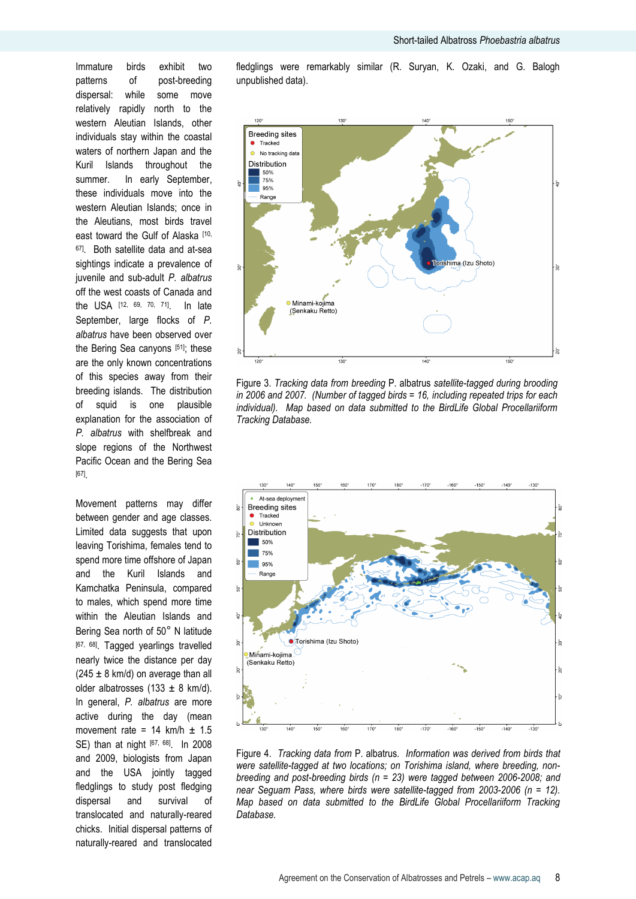Immature birds exhibit two patterns of post-breeding dispersal: while some move relatively rapidly north to the western Aleutian Islands, other individuals stay within the coastal waters of northern Japan and the Kuril Islands throughout the summer. In early September, these individuals move into the western Aleutian Islands; once in the Aleutians, most birds travel east toward the Gulf of Alaska [10, 67]. Both satellite data and at-sea sightings indicate a prevalence of juvenile and sub-adult *P. albatrus* off the west coasts of Canada and the USA [12, 69, 70, 71]. In late September, large flocks of *P. albatrus* have been observed over the Bering Sea canyons [51]; these are the only known concentrations of this species away from their breeding islands. The distribution of squid is one plausible explanation for the association of *P. albatrus* with shelfbreak and slope regions of the Northwest Pacific Ocean and the Bering Sea [67].

Movement patterns may differ between gender and age classes. Limited data suggests that upon leaving Torishima, females tend to spend more time offshore of Japan and the Kuril Islands and Kamchatka Peninsula, compared to males, which spend more time within the Aleutian Islands and Bering Sea north of 50° N latitude [67, 68]. Tagged yearlings travelled nearly twice the distance per day (245 ± 8 km/d) on average than all older albatrosses (133 ± 8 km/d). In general, *P. albatrus* are more active during the day (mean movement rate = 14 km/h ± 1.5 SE) than at night [67, 68]. In 2008 and 2009, biologists from Japan and the USA jointly tagged fledglings to study post fledging dispersal and survival of translocated and naturally-reared chicks. Initial dispersal patterns of naturally-reared and translocated fledglings were remarkably similar (R. Suryan, K. Ozaki, and G. Balogh unpublished data).

Figure 3. *Tracking data from breeding* P. albatrus *satellite-tagged during brooding in 2006 and 2007. (Number of tagged birds = 16, including repeated trips for each individual). Map based on data submitted to the BirdLife Global Procellariiform Tracking Database.*

Figure 4. *Tracking data from* P. albatrus*. Information was derived from birds that were satellite-tagged at two locations; on Torishima island, where breeding, non-breeding and post-breeding birds (n = 23) were tagged between 2006-2008; and near Seguam Pass, where birds were satellite-tagged from 2003-2006 (n = 12). Map based on data submitted to the BirdLife Global Procellariiform Tracking Database.*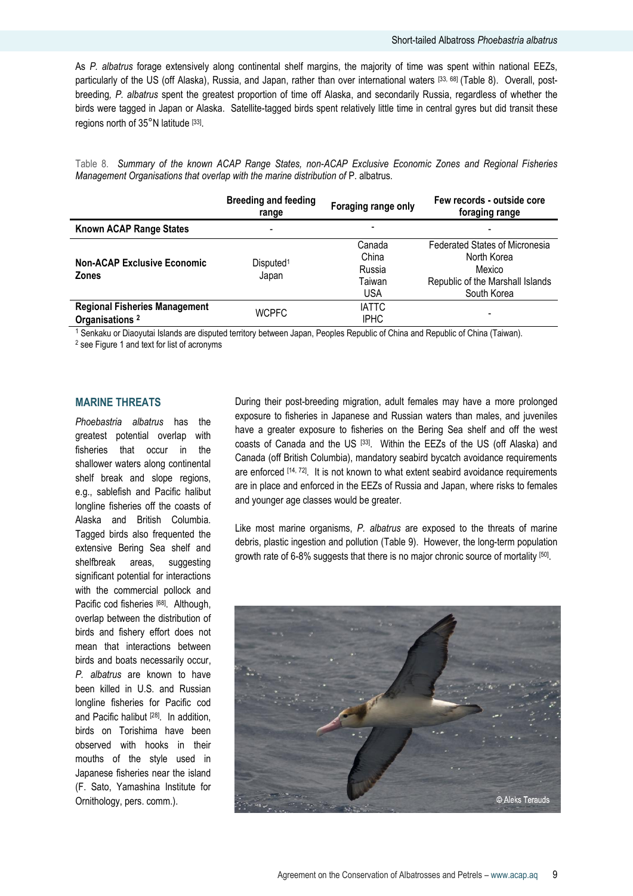As *P. albatrus* forage extensively along continental shelf margins, the majority of time was spent within national EEZs, particularly of the US (off Alaska), Russia, and Japan, rather than over international waters [33, 68] (Table 8). Overall, post-breeding, *P. albatrus* spent the greatest proportion of time off Alaska, and secondarily Russia, regardless of whether the birds were tagged in Japan or Alaska. Satellite-tagged birds spent relatively little time in central gyres but did transit these regions north of 35°N latitude [33].

Table 8. *Summary of the known ACAP Range States, non-ACAP Exclusive Economic Zones and Regional Fisheries Management Organisations that overlap with the marine distribution of* P. albatrus*.*

| | Breeding and feeding range | Foraging range only | Few records - outside core foraging range |
|---|---|---|---|
| **Known ACAP Range States** | - | - | - |
| **Non-ACAP Exclusive Economic Zones** | Disputed[1]<br>Japan | Canada<br>China<br>Russia<br>Taiwan<br>USA | Federated States of Micronesia<br>North Korea<br>Mexico<br>Republic of the Marshall Islands<br>South Korea |
| **Regional Fisheries Management Organisations [2]** | WCPFC | IATTC<br>IPHC | - |

[1] Senkaku or Diaoyutai Islands are disputed territory between Japan, Peoples Republic of China and Republic of China (Taiwan).
[2] see Figure 1 and text for list of acronyms

## MARINE THREATS

*Phoebastria albatrus* has the greatest potential overlap with fisheries that occur in the shallower waters along continental shelf break and slope regions, e.g., sablefish and Pacific halibut longline fisheries off the coasts of Alaska and British Columbia. Tagged birds also frequented the extensive Bering Sea shelf and shelfbreak areas, suggesting significant potential for interactions with the commercial pollock and Pacific cod fisheries [68]. Although, overlap between the distribution of birds and fishery effort does not mean that interactions between birds and boats necessarily occur, *P. albatrus* are known to have been killed in U.S. and Russian longline fisheries for Pacific cod and Pacific halibut [28]. In addition, birds on Torishima have been observed with hooks in their mouths of the style used in Japanese fisheries near the island (F. Sato, Yamashina Institute for Ornithology, pers. comm.).

During their post-breeding migration, adult females may have a more prolonged exposure to fisheries in Japanese and Russian waters than males, and juveniles have a greater exposure to fisheries on the Bering Sea shelf and off the west coasts of Canada and the US [33]. Within the EEZs of the US (off Alaska) and Canada (off British Columbia), mandatory seabird bycatch avoidance requirements are enforced [14, 72]. It is not known to what extent seabird avoidance requirements are in place and enforced in the EEZs of Russia and Japan, where risks to females and younger age classes would be greater.

Like most marine organisms, *P. albatrus* are exposed to the threats of marine debris, plastic ingestion and pollution (Table 9). However, the long-term population growth rate of 6-8% suggests that there is no major chronic source of mortality [50].

© Aleks Terauds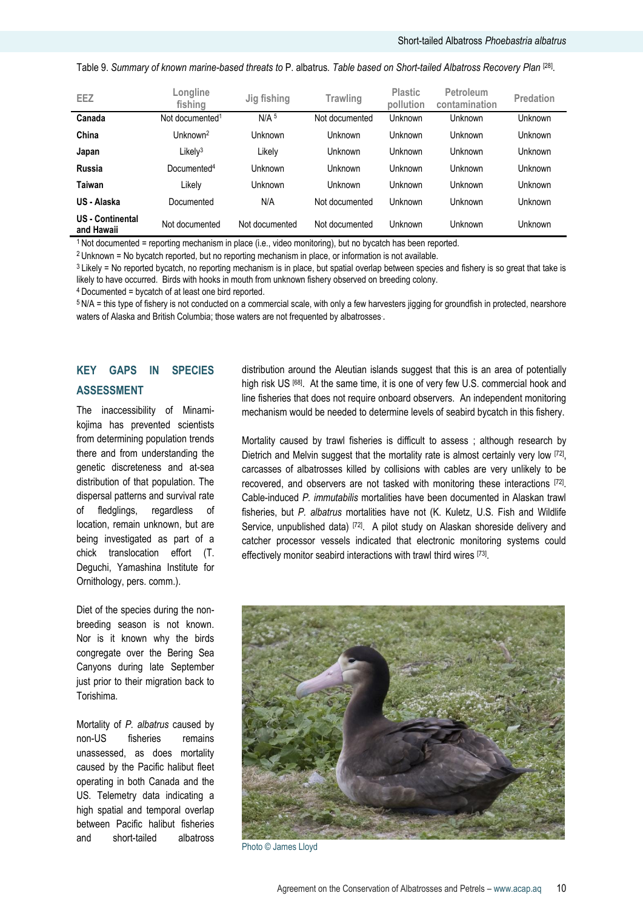Table 9. *Summary of known marine-based threats to* P. albatrus. *Table based on Short-tailed Albatross Recovery Plan* [28].

| EEZ | Longline fishing | Jig fishing | Trawling | Plastic pollution | Petroleum contamination | Predation |
|---|---|---|---|---|---|---|
| **Canada** | Not documented[1] | N/A [5] | Not documented | Unknown | Unknown | Unknown |
| **China** | Unknown[2] | Unknown | Unknown | Unknown | Unknown | Unknown |
| **Japan** | Likely[3] | Likely | Unknown | Unknown | Unknown | Unknown |
| **Russia** | Documented[4] | Unknown | Unknown | Unknown | Unknown | Unknown |
| **Taiwan** | Likely | Unknown | Unknown | Unknown | Unknown | Unknown |
| **US - Alaska** | Documented | N/A | Not documented | Unknown | Unknown | Unknown |
| **US - Continental and Hawaii** | Not documented | Not documented | Not documented | Unknown | Unknown | Unknown |

[1] Not documented = reporting mechanism in place (i.e., video monitoring), but no bycatch has been reported.
[2] Unknown = No bycatch reported, but no reporting mechanism in place, or information is not available.
[3] Likely = No reported bycatch, no reporting mechanism is in place, but spatial overlap between species and fishery is so great that take is likely to have occurred. Birds with hooks in mouth from unknown fishery observed on breeding colony.
[4] Documented = bycatch of at least one bird reported.
[5] N/A = this type of fishery is not conducted on a commercial scale, with only a few harvesters jigging for groundfish in protected, nearshore waters of Alaska and British Columbia; those waters are not frequented by albatrosses.

## KEY GAPS IN SPECIES ASSESSMENT

The inaccessibility of Minami-kojima has prevented scientists from determining population trends there and from understanding the genetic discreteness and at-sea distribution of that population. The dispersal patterns and survival rate of fledglings, regardless of location, remain unknown, but are being investigated as part of a chick translocation effort (T. Deguchi, Yamashina Institute for Ornithology, pers. comm.).

Diet of the species during the non-breeding season is not known. Nor is it known why the birds congregate over the Bering Sea Canyons during late September just prior to their migration back to Torishima.

Mortality of *P. albatrus* caused by non-US fisheries remains unassessed, as does mortality caused by the Pacific halibut fleet operating in both Canada and the US. Telemetry data indicating a high spatial and temporal overlap between Pacific halibut fisheries and short-tailed albatross distribution around the Aleutian islands suggest that this is an area of potentially high risk US [68]. At the same time, it is one of very few U.S. commercial hook and line fisheries that does not require onboard observers. An independent monitoring mechanism would be needed to determine levels of seabird bycatch in this fishery.

Mortality caused by trawl fisheries is difficult to assess ; although research by Dietrich and Melvin suggest that the mortality rate is almost certainly very low [72], carcasses of albatrosses killed by collisions with cables are very unlikely to be recovered, and observers are not tasked with monitoring these interactions [72]. Cable-induced *P. immutabilis* mortalities have been documented in Alaskan trawl fisheries, but *P. albatrus* mortalities have not (K. Kuletz, U.S. Fish and Wildlife Service, unpublished data) [72]. A pilot study on Alaskan shoreside delivery and catcher processor vessels indicated that electronic monitoring systems could effectively monitor seabird interactions with trawl third wires [73].

Photo © James Lloyd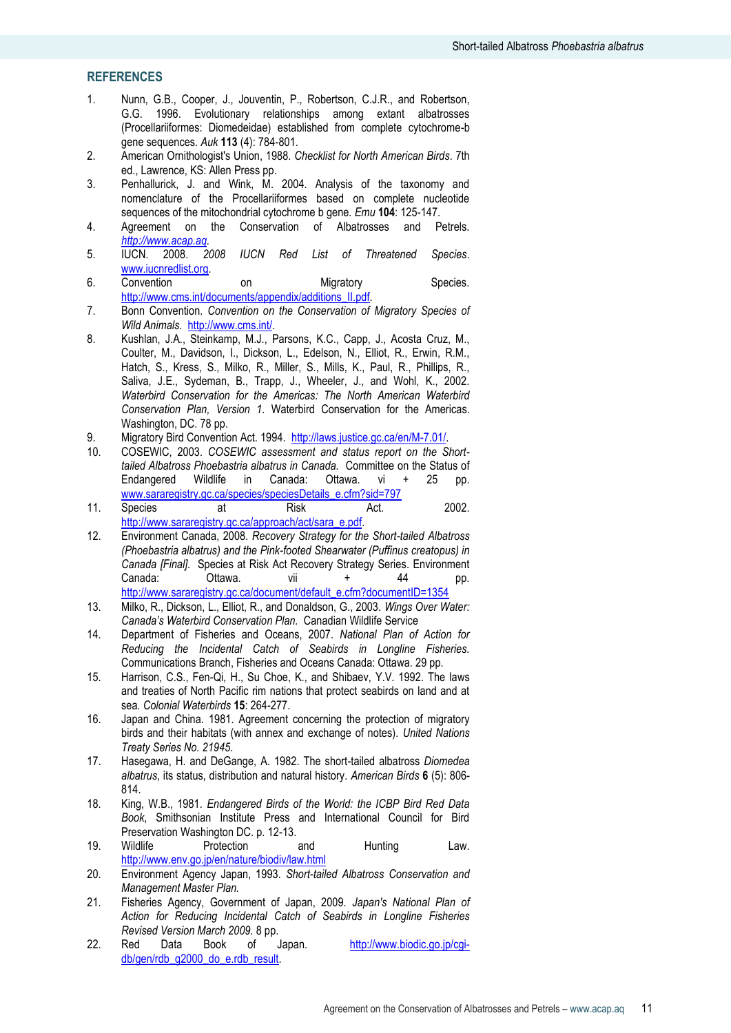## REFERENCES

1. Nunn, G.B., Cooper, J., Jouventin, P., Robertson, C.J.R., and Robertson, G.G. 1996. Evolutionary relationships among extant albatrosses (Procellariiformes: Diomedeidae) established from complete cytochrome-b gene sequences. *Auk* **113** (4): 784-801.
2. American Ornithologist's Union, 1988. *Checklist for North American Birds*. 7th ed., Lawrence, KS: Allen Press pp.
3. Penhallurick, J. and Wink, M. 2004. Analysis of the taxonomy and nomenclature of the Procellariiformes based on complete nucleotide sequences of the mitochondrial cytochrome b gene. *Emu* **104**: 125-147.
4. Agreement on the Conservation of Albatrosses and Petrels. *http://www.acap.aq*.
5. IUCN. 2008. *2008 IUCN Red List of Threatened Species*. www.iucnredlist.org.
6. Convention on Migratory Species. http://www.cms.int/documents/appendix/additions_II.pdf.
7. Bonn Convention. *Convention on the Conservation of Migratory Species of Wild Animals*. http://www.cms.int/.
8. Kushlan, J.A., Steinkamp, M.J., Parsons, K.C., Capp, J., Acosta Cruz, M., Coulter, M., Davidson, I., Dickson, L., Edelson, N., Elliot, R., Erwin, R.M., Hatch, S., Kress, S., Milko, R., Miller, S., Mills, K., Paul, R., Phillips, R., Saliva, J.E., Sydeman, B., Trapp, J., Wheeler, J., and Wohl, K., 2002. *Waterbird Conservation for the Americas: The North American Waterbird Conservation Plan, Version 1*. Waterbird Conservation for the Americas. Washington, DC. 78 pp.
9. Migratory Bird Convention Act. 1994. http://laws.justice.gc.ca/en/M-7.01/.
10. COSEWIC, 2003. *COSEWIC assessment and status report on the Short-tailed Albatross Phoebastria albatrus in Canada.* Committee on the Status of Endangered Wildlife in Canada: Ottawa. vi + 25 pp. www.sararegistry.gc.ca/species/speciesDetails_e.cfm?sid=797
11. Species at Risk Act. 2002. http://www.sararegistry.gc.ca/approach/act/sara_e.pdf.
12. Environment Canada, 2008. *Recovery Strategy for the Short-tailed Albatross (Phoebastria albatrus) and the Pink-footed Shearwater (Puffinus creatopus) in Canada [Final].* Species at Risk Act Recovery Strategy Series. Environment Canada: Ottawa. vii + 44 pp. http://www.sararegistry.gc.ca/document/default_e.cfm?documentID=1354
13. Milko, R., Dickson, L., Elliot, R., and Donaldson, G., 2003. *Wings Over Water: Canada's Waterbird Conservation Plan.* Canadian Wildlife Service
14. Department of Fisheries and Oceans, 2007. *National Plan of Action for Reducing the Incidental Catch of Seabirds in Longline Fisheries.* Communications Branch, Fisheries and Oceans Canada: Ottawa. 29 pp.
15. Harrison, C.S., Fen-Qi, H., Su Choe, K., and Shibaev, Y.V. 1992. The laws and treaties of North Pacific rim nations that protect seabirds on land and at sea. *Colonial Waterbirds* **15**: 264-277.
16. Japan and China. 1981. Agreement concerning the protection of migratory birds and their habitats (with annex and exchange of notes). *United Nations Treaty Series No. 21945.*
17. Hasegawa, H. and DeGange, A. 1982. The short-tailed albatross *Diomedea albatrus*, its status, distribution and natural history. *American Birds* **6** (5): 806-814.
18. King, W.B., 1981. *Endangered Birds of the World: the ICBP Bird Red Data Book*, Smithsonian Institute Press and International Council for Bird Preservation Washington DC. p. 12-13.
19. Wildlife Protection and Hunting Law. http://www.env.go.jp/en/nature/biodiv/law.html
20. Environment Agency Japan, 1993. *Short-tailed Albatross Conservation and Management Master Plan.*
21. Fisheries Agency, Government of Japan, 2009. *Japan's National Plan of Action for Reducing Incidental Catch of Seabirds in Longline Fisheries Revised Version March 2009.* 8 pp.
22. Red Data Book of Japan. http://www.biodic.go.jp/cgi-db/gen/rdb_g2000_do_e.rdb_result.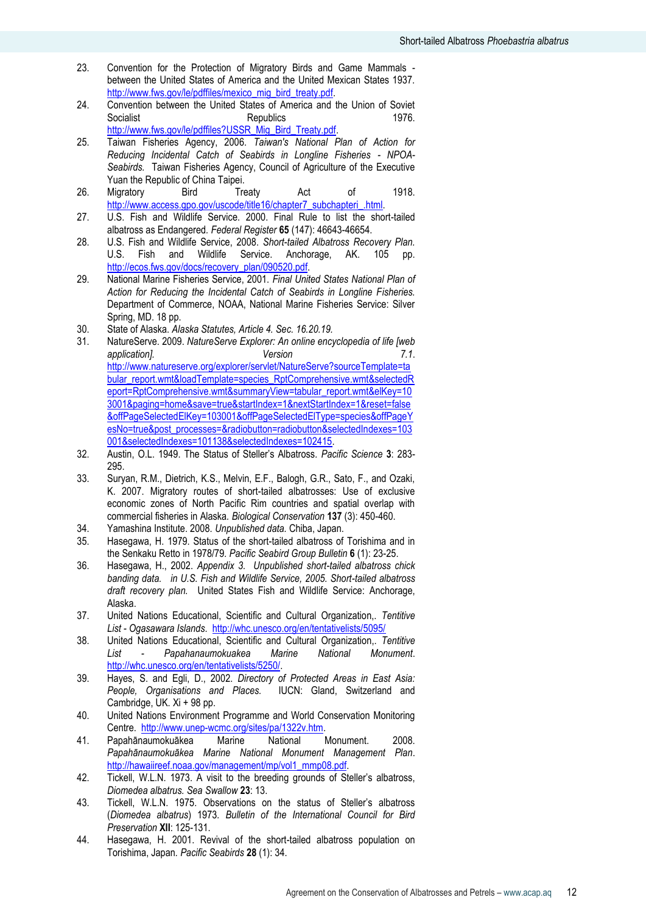23. Convention for the Protection of Migratory Birds and Game Mammals - between the United States of America and the United Mexican States 1937. http://www.fws.gov/le/pdffiles/mexico_mig_bird_treaty.pdf.
24. Convention between the United States of America and the Union of Soviet Socialist Republics 1976. http://www.fws.gov/le/pdffiles?USSR_Mig_Bird_Treaty.pdf.
25. Taiwan Fisheries Agency, 2006. *Taiwan's National Plan of Action for Reducing Incidental Catch of Seabirds in Longline Fisheries - NPOA-Seabirds.* Taiwan Fisheries Agency, Council of Agriculture of the Executive Yuan the Republic of China Taipei.
26. Migratory Bird Treaty Act of 1918. http://www.access.gpo.gov/uscode/title16/chapter7_subchapteri_.html.
27. U.S. Fish and Wildlife Service. 2000. Final Rule to list the short-tailed albatross as Endangered. *Federal Register* **65** (147): 46643-46654.
28. U.S. Fish and Wildlife Service, 2008. *Short-tailed Albatross Recovery Plan.* U.S. Fish and Wildlife Service. Anchorage, AK. 105 pp. http://ecos.fws.gov/docs/recovery_plan/090520.pdf.
29. National Marine Fisheries Service, 2001. *Final United States National Plan of Action for Reducing the Incidental Catch of Seabirds in Longline Fisheries.* Department of Commerce, NOAA, National Marine Fisheries Service: Silver Spring, MD. 18 pp.
30. State of Alaska. *Alaska Statutes, Article 4. Sec. 16.20.19.*
31. NatureServe. 2009. *NatureServe Explorer: An online encyclopedia of life [web application]. Version 7.1.* http://www.natureserve.org/explorer/servlet/NatureServe?sourceTemplate=tabular_report.wmt&loadTemplate=species_RptComprehensive.wmt&selectedReport=RptComprehensive.wmt&summaryView=tabular_report.wmt&elKey=103001&paging=home&save=true&startIndex=1&nextStartIndex=1&reset=false&offPageSelectedElKey=103001&offPageSelectedElType=species&offPageYesNo=true&post_processes=&radiobutton=radiobutton&selectedIndexes=103001&selectedIndexes=101138&selectedIndexes=102415.
32. Austin, O.L. 1949. The Status of Steller's Albatross. *Pacific Science* **3**: 283-295.
33. Suryan, R.M., Dietrich, K.S., Melvin, E.F., Balogh, G.R., Sato, F., and Ozaki, K. 2007. Migratory routes of short-tailed albatrosses: Use of exclusive economic zones of North Pacific Rim countries and spatial overlap with commercial fisheries in Alaska. *Biological Conservation* **137** (3): 450-460.
34. Yamashina Institute. 2008. *Unpublished data.* Chiba, Japan.
35. Hasegawa, H. 1979. Status of the short-tailed albatross of Torishima and in the Senkaku Retto in 1978/79. *Pacific Seabird Group Bulletin* **6** (1): 23-25.
36. Hasegawa, H., 2002. *Appendix 3. Unpublished short-tailed albatross chick banding data. in U.S. Fish and Wildlife Service, 2005. Short-tailed albatross draft recovery plan.* United States Fish and Wildlife Service: Anchorage, Alaska.
37. United Nations Educational, Scientific and Cultural Organization,. *Tentitive List - Ogasawara Islands.* http://whc.unesco.org/en/tentativelists/5095/
38. United Nations Educational, Scientific and Cultural Organization,. *Tentitive List - Papahanaumokuakea Marine National Monument.* http://whc.unesco.org/en/tentativelists/5250/.
39. Hayes, S. and Egli, D., 2002. *Directory of Protected Areas in East Asia: People, Organisations and Places.* IUCN: Gland, Switzerland and Cambridge, UK. Xi + 98 pp.
40. United Nations Environment Programme and World Conservation Monitoring Centre. http://www.unep-wcmc.org/sites/pa/1322v.htm.
41. Papahānaumokuākea Marine National Monument. 2008. *Papahānaumokuākea Marine National Monument Management Plan*. http://hawaiireef.noaa.gov/management/mp/vol1_mmp08.pdf.
42. Tickell, W.L.N. 1973. A visit to the breeding grounds of Steller's albatross, *Diomedea albatrus. Sea Swallow* **23**: 13.
43. Tickell, W.L.N. 1975. Observations on the status of Steller's albatross (*Diomedea albatrus*) 1973. *Bulletin of the International Council for Bird Preservation* **XII**: 125-131.
44. Hasegawa, H. 2001. Revival of the short-tailed albatross population on Torishima, Japan. *Pacific Seabirds* **28** (1): 34.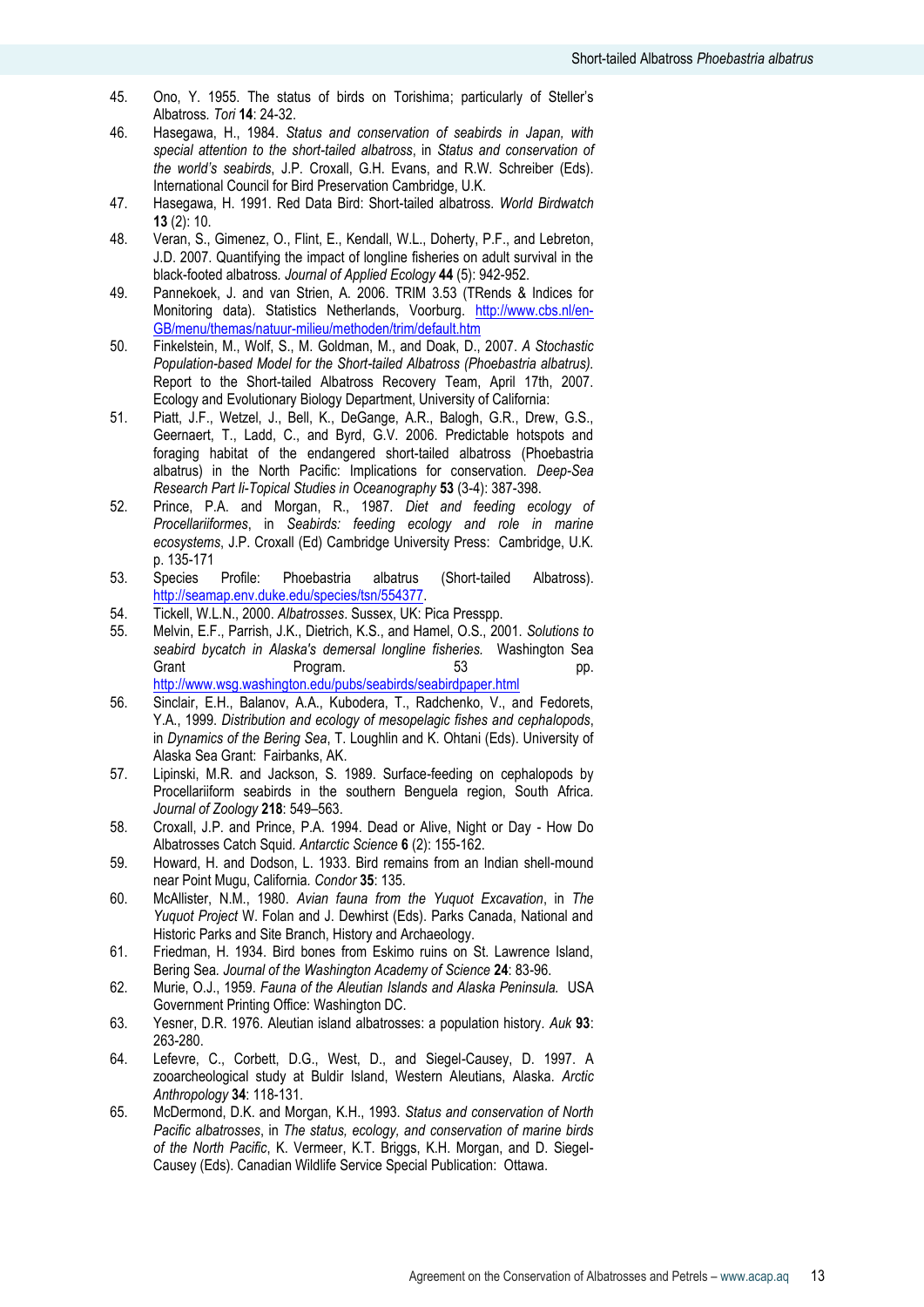45. Ono, Y. 1955. The status of birds on Torishima; particularly of Steller's Albatross. *Tori* **14**: 24-32.
46. Hasegawa, H., 1984. *Status and conservation of seabirds in Japan, with special attention to the short-tailed albatross*, in *Status and conservation of the world's seabirds*, J.P. Croxall, G.H. Evans, and R.W. Schreiber (Eds). International Council for Bird Preservation Cambridge, U.K.
47. Hasegawa, H. 1991. Red Data Bird: Short-tailed albatross. *World Birdwatch* **13** (2): 10.
48. Veran, S., Gimenez, O., Flint, E., Kendall, W.L., Doherty, P.F., and Lebreton, J.D. 2007. Quantifying the impact of longline fisheries on adult survival in the black-footed albatross. *Journal of Applied Ecology* **44** (5): 942-952.
49. Pannekoek, J. and van Strien, A. 2006. TRIM 3.53 (TRends & Indices for Monitoring data). Statistics Netherlands, Voorburg. http://www.cbs.nl/en-GB/menu/themas/natuur-milieu/methoden/trim/default.htm
50. Finkelstein, M., Wolf, S., M. Goldman, M., and Doak, D., 2007. *A Stochastic Population-based Model for the Short-tailed Albatross (Phoebastria albatrus)*. Report to the Short-tailed Albatross Recovery Team, April 17th, 2007. Ecology and Evolutionary Biology Department, University of California:
51. Piatt, J.F., Wetzel, J., Bell, K., DeGange, A.R., Balogh, G.R., Drew, G.S., Geernaert, T., Ladd, C., and Byrd, G.V. 2006. Predictable hotspots and foraging habitat of the endangered short-tailed albatross (Phoebastria albatrus) in the North Pacific: Implications for conservation. *Deep-Sea Research Part Ii-Topical Studies in Oceanography* **53** (3-4): 387-398.
52. Prince, P.A. and Morgan, R., 1987. *Diet and feeding ecology of Procellariiformes*, in *Seabirds: feeding ecology and role in marine ecosystems*, J.P. Croxall (Ed) Cambridge University Press: Cambridge, U.K. p. 135-171
53. Species Profile: Phoebastria albatrus (Short-tailed Albatross). http://seamap.env.duke.edu/species/tsn/554377.
54. Tickell, W.L.N., 2000. *Albatrosses*. Sussex, UK: Pica Presspp.
55. Melvin, E.F., Parrish, J.K., Dietrich, K.S., and Hamel, O.S., 2001. *Solutions to seabird bycatch in Alaska's demersal longline fisheries.* Washington Sea Grant Program. 53 pp. http://www.wsg.washington.edu/pubs/seabirds/seabirdpaper.html
56. Sinclair, E.H., Balanov, A.A., Kubodera, T., Radchenko, V., and Fedorets, Y.A., 1999. *Distribution and ecology of mesopelagic fishes and cephalopods*, in *Dynamics of the Bering Sea*, T. Loughlin and K. Ohtani (Eds). University of Alaska Sea Grant: Fairbanks, AK.
57. Lipinski, M.R. and Jackson, S. 1989. Surface-feeding on cephalopods by Procellariiform seabirds in the southern Benguela region, South Africa. *Journal of Zoology* **218**: 549–563.
58. Croxall, J.P. and Prince, P.A. 1994. Dead or Alive, Night or Day - How Do Albatrosses Catch Squid. *Antarctic Science* **6** (2): 155-162.
59. Howard, H. and Dodson, L. 1933. Bird remains from an Indian shell-mound near Point Mugu, California. *Condor* **35**: 135.
60. McAllister, N.M., 1980. *Avian fauna from the Yuquot Excavation*, in *The Yuquot Project* W. Folan and J. Dewhirst (Eds). Parks Canada, National and Historic Parks and Site Branch, History and Archaeology.
61. Friedman, H. 1934. Bird bones from Eskimo ruins on St. Lawrence Island, Bering Sea. *Journal of the Washington Academy of Science* **24**: 83-96.
62. Murie, O.J., 1959. *Fauna of the Aleutian Islands and Alaska Peninsula.* USA Government Printing Office: Washington DC.
63. Yesner, D.R. 1976. Aleutian island albatrosses: a population history. *Auk* **93**: 263-280.
64. Lefevre, C., Corbett, D.G., West, D., and Siegel-Causey, D. 1997. A zooarcheological study at Buldir Island, Western Aleutians, Alaska. *Arctic Anthropology* **34**: 118-131.
65. McDermond, D.K. and Morgan, K.H., 1993. *Status and conservation of North Pacific albatrosses*, in *The status, ecology, and conservation of marine birds of the North Pacific*, K. Vermeer, K.T. Briggs, K.H. Morgan, and D. Siegel-Causey (Eds). Canadian Wildlife Service Special Publication: Ottawa.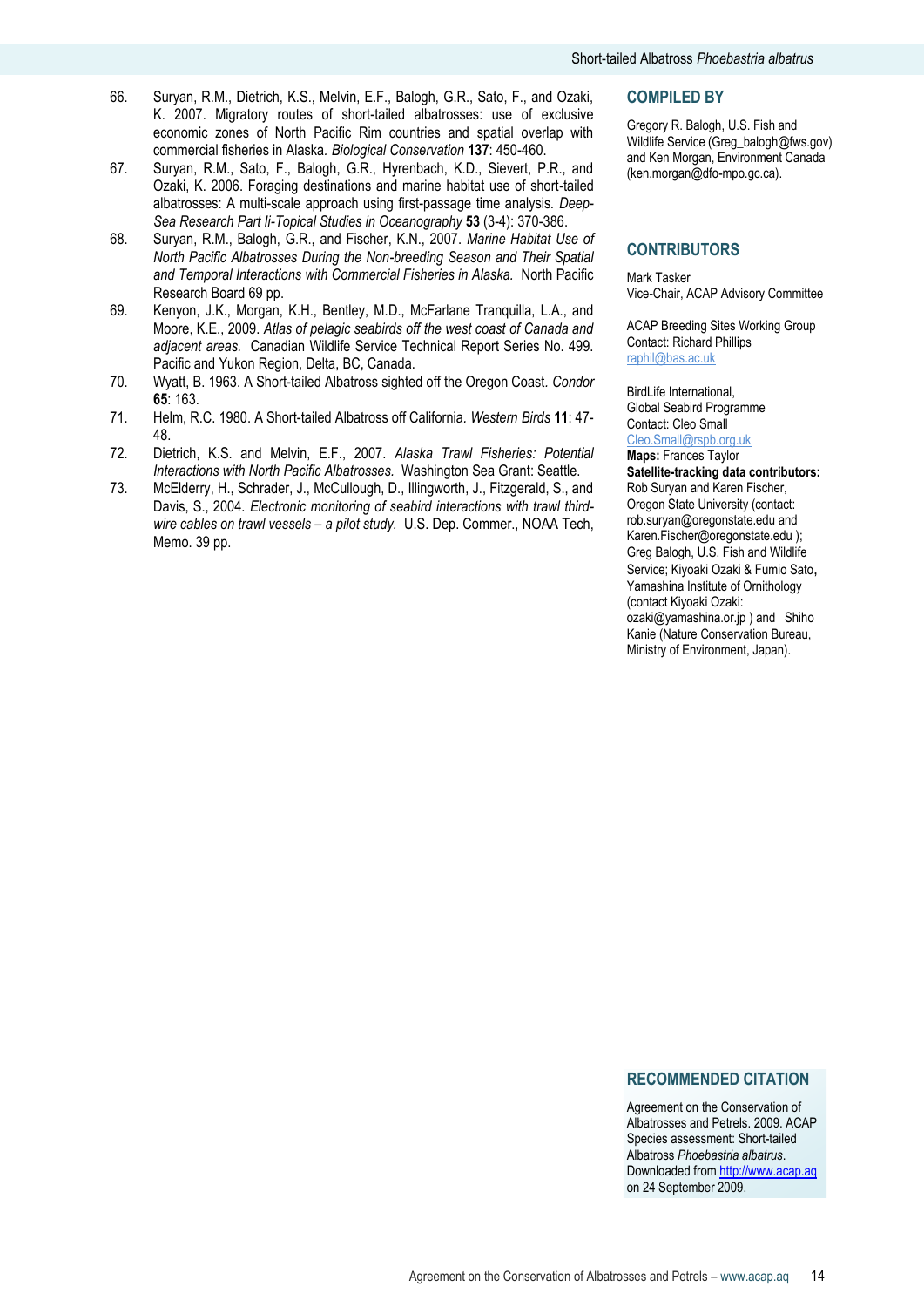66. Suryan, R.M., Dietrich, K.S., Melvin, E.F., Balogh, G.R., Sato, F., and Ozaki, K. 2007. Migratory routes of short-tailed albatrosses: use of exclusive economic zones of North Pacific Rim countries and spatial overlap with commercial fisheries in Alaska. *Biological Conservation* **137**: 450-460.
67. Suryan, R.M., Sato, F., Balogh, G.R., Hyrenbach, K.D., Sievert, P.R., and Ozaki, K. 2006. Foraging destinations and marine habitat use of short-tailed albatrosses: A multi-scale approach using first-passage time analysis. *Deep-Sea Research Part Ii-Topical Studies in Oceanography* **53** (3-4): 370-386.
68. Suryan, R.M., Balogh, G.R., and Fischer, K.N., 2007. *Marine Habitat Use of North Pacific Albatrosses During the Non-breeding Season and Their Spatial and Temporal Interactions with Commercial Fisheries in Alaska.* North Pacific Research Board 69 pp.
69. Kenyon, J.K., Morgan, K.H., Bentley, M.D., McFarlane Tranquilla, L.A., and Moore, K.E., 2009. *Atlas of pelagic seabirds off the west coast of Canada and adjacent areas.* Canadian Wildlife Service Technical Report Series No. 499. Pacific and Yukon Region, Delta, BC, Canada.
70. Wyatt, B. 1963. A Short-tailed Albatross sighted off the Oregon Coast. *Condor* **65**: 163.
71. Helm, R.C. 1980. A Short-tailed Albatross off California. *Western Birds* **11**: 47-48.
72. Dietrich, K.S. and Melvin, E.F., 2007. *Alaska Trawl Fisheries: Potential Interactions with North Pacific Albatrosses.* Washington Sea Grant: Seattle.
73. McElderry, H., Schrader, J., McCullough, D., Illingworth, J., Fitzgerald, S., and Davis, S., 2004. *Electronic monitoring of seabird interactions with trawl third-wire cables on trawl vessels – a pilot study.* U.S. Dep. Commer., NOAA Tech, Memo. 39 pp.

## COMPILED BY

Gregory R. Balogh, U.S. Fish and Wildlife Service (Greg_balogh@fws.gov) and Ken Morgan, Environment Canada (ken.morgan@dfo-mpo.gc.ca).

## CONTRIBUTORS

Mark Tasker
Vice-Chair, ACAP Advisory Committee

ACAP Breeding Sites Working Group
Contact: Richard Phillips
raphil@bas.ac.uk

BirdLife International,
Global Seabird Programme
Contact: Cleo Small
Cleo.Small@rspb.org.uk

**Maps:** Frances Taylor

**Satellite-tracking data contributors:** Rob Suryan and Karen Fischer, Oregon State University (contact: rob.suryan@oregonstate.edu and Karen.Fischer@oregonstate.edu ); Greg Balogh, U.S. Fish and Wildlife Service; Kiyoaki Ozaki & Fumio Sato, Yamashina Institute of Ornithology (contact Kiyoaki Ozaki: ozaki@yamashina.or.jp ) and Shiho Kanie (Nature Conservation Bureau, Ministry of Environment, Japan).

## RECOMMENDED CITATION

Agreement on the Conservation of Albatrosses and Petrels. 2009. ACAP Species assessment: Short-tailed Albatross *Phoebastria albatrus*. Downloaded from http://www.acap.aq on 24 September 2009.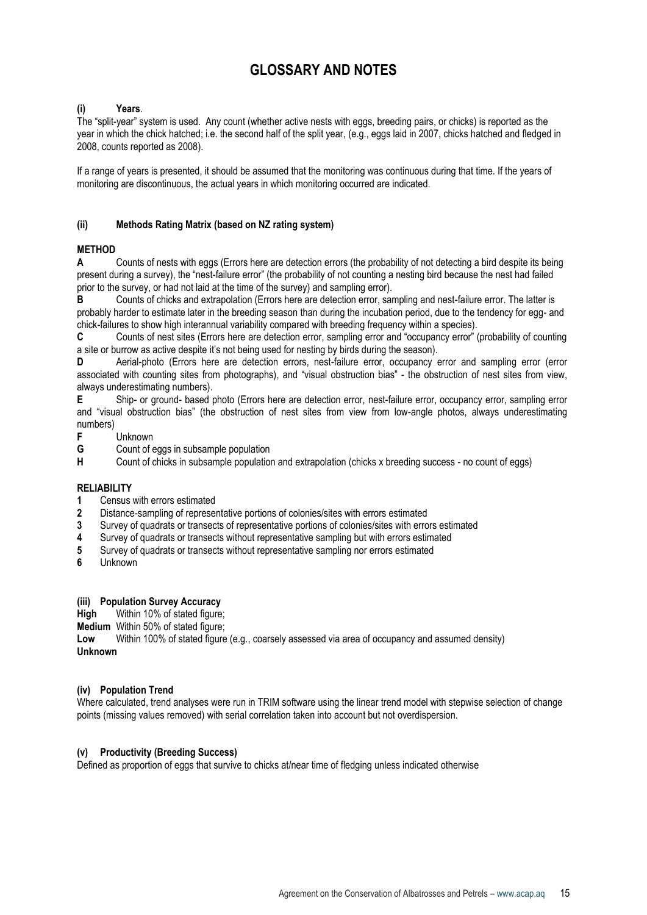# GLOSSARY AND NOTES

**(i) Years**.

The "split-year" system is used. Any count (whether active nests with eggs, breeding pairs, or chicks) is reported as the year in which the chick hatched; i.e. the second half of the split year, (e.g., eggs laid in 2007, chicks hatched and fledged in 2008, counts reported as 2008).

If a range of years is presented, it should be assumed that the monitoring was continuous during that time. If the years of monitoring are discontinuous, the actual years in which monitoring occurred are indicated.

**(ii) Methods Rating Matrix (based on NZ rating system)**

**METHOD**

**A** Counts of nests with eggs (Errors here are detection errors (the probability of not detecting a bird despite its being present during a survey), the "nest-failure error" (the probability of not counting a nesting bird because the nest had failed prior to the survey, or had not laid at the time of the survey) and sampling error).

**B** Counts of chicks and extrapolation (Errors here are detection error, sampling and nest-failure error. The latter is probably harder to estimate later in the breeding season than during the incubation period, due to the tendency for egg- and chick-failures to show high interannual variability compared with breeding frequency within a species).

**C** Counts of nest sites (Errors here are detection error, sampling error and "occupancy error" (probability of counting a site or burrow as active despite it's not being used for nesting by birds during the season).

**D** Aerial-photo (Errors here are detection errors, nest-failure error, occupancy error and sampling error (error associated with counting sites from photographs), and "visual obstruction bias" - the obstruction of nest sites from view, always underestimating numbers).

**E** Ship- or ground- based photo (Errors here are detection error, nest-failure error, occupancy error, sampling error and "visual obstruction bias" (the obstruction of nest sites from view from low-angle photos, always underestimating numbers)

**F** Unknown

**G** Count of eggs in subsample population

**H** Count of chicks in subsample population and extrapolation (chicks x breeding success - no count of eggs)

**RELIABILITY**

**1** Census with errors estimated

**2** Distance-sampling of representative portions of colonies/sites with errors estimated

**3** Survey of quadrats or transects of representative portions of colonies/sites with errors estimated

**4** Survey of quadrats or transects without representative sampling but with errors estimated

**5** Survey of quadrats or transects without representative sampling nor errors estimated

**6** Unknown

**(iii) Population Survey Accuracy**

**High** Within 10% of stated figure;

**Medium** Within 50% of stated figure;

**Low** Within 100% of stated figure (e.g., coarsely assessed via area of occupancy and assumed density)

**Unknown**

**(iv) Population Trend**

Where calculated, trend analyses were run in TRIM software using the linear trend model with stepwise selection of change points (missing values removed) with serial correlation taken into account but not overdispersion.

**(v) Productivity (Breeding Success)**

Defined as proportion of eggs that survive to chicks at/near time of fledging unless indicated otherwise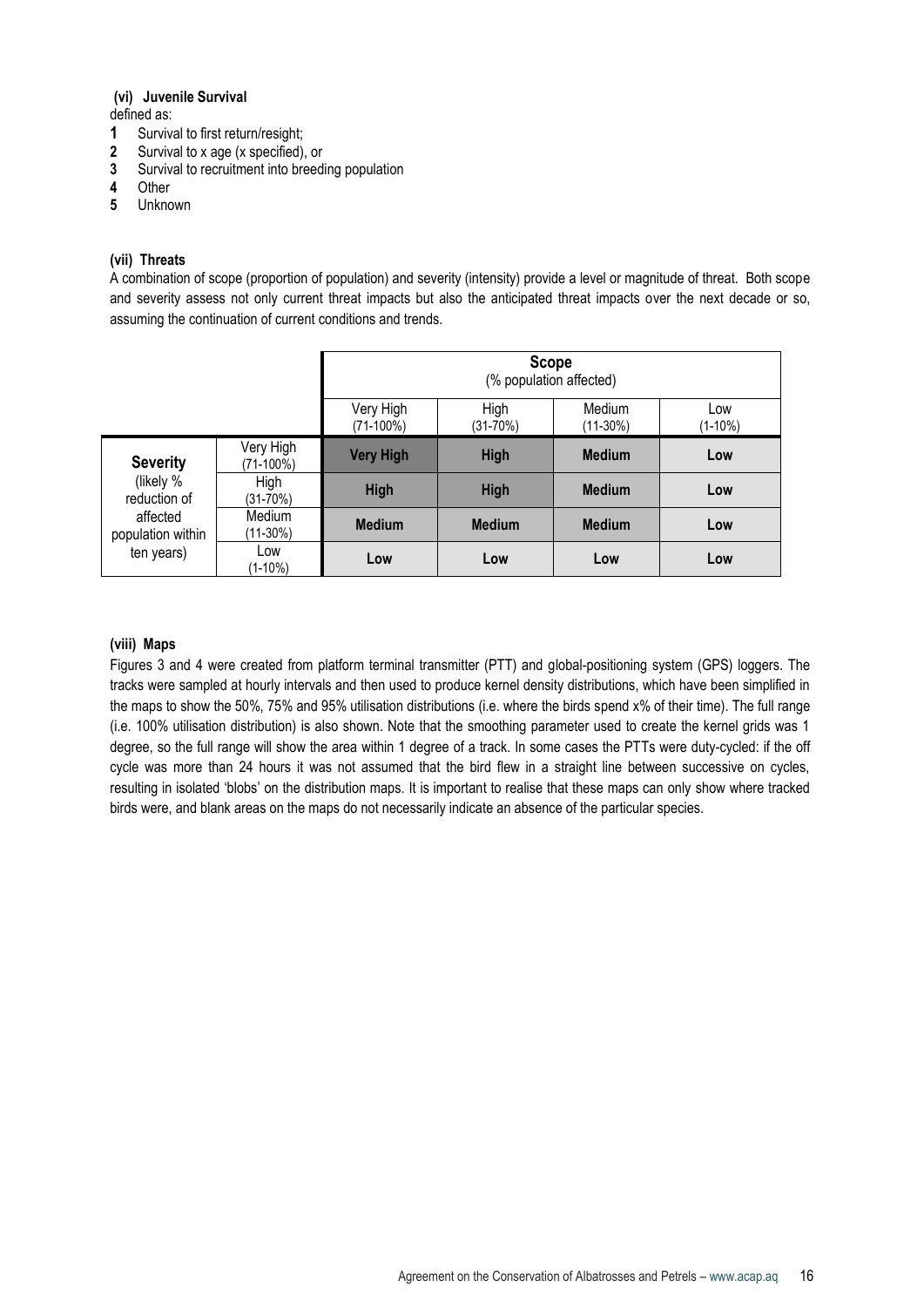**(vi) Juvenile Survival**

defined as:

**1** Survival to first return/resight;
**2** Survival to x age (x specified), or
**3** Survival to recruitment into breeding population
**4** Other
**5** Unknown

**(vii) Threats**

A combination of scope (proportion of population) and severity (intensity) provide a level or magnitude of threat. Both scope and severity assess not only current threat impacts but also the anticipated threat impacts over the next decade or so, assuming the continuation of current conditions and trends.

| | | **Scope** (% population affected) | | | |
|---|---|---|---|---|---|
| | | Very High (71-100%) | High (31-70%) | Medium (11-30%) | Low (1-10%) |
| **Severity** (likely % reduction of affected population within ten years) | Very High (71-100%) | **Very High** | **High** | **Medium** | **Low** |
| | High (31-70%) | **High** | **High** | **Medium** | **Low** |
| | Medium (11-30%) | **Medium** | **Medium** | **Medium** | **Low** |
| | Low (1-10%) | **Low** | **Low** | **Low** | **Low** |

**(viii) Maps**

Figures 3 and 4 were created from platform terminal transmitter (PTT) and global-positioning system (GPS) loggers. The tracks were sampled at hourly intervals and then used to produce kernel density distributions, which have been simplified in the maps to show the 50%, 75% and 95% utilisation distributions (i.e. where the birds spend x% of their time). The full range (i.e. 100% utilisation distribution) is also shown. Note that the smoothing parameter used to create the kernel grids was 1 degree, so the full range will show the area within 1 degree of a track. In some cases the PTTs were duty-cycled: if the off cycle was more than 24 hours it was not assumed that the bird flew in a straight line between successive on cycles, resulting in isolated 'blobs' on the distribution maps. It is important to realise that these maps can only show where tracked birds were, and blank areas on the maps do not necessarily indicate an absence of the particular species.